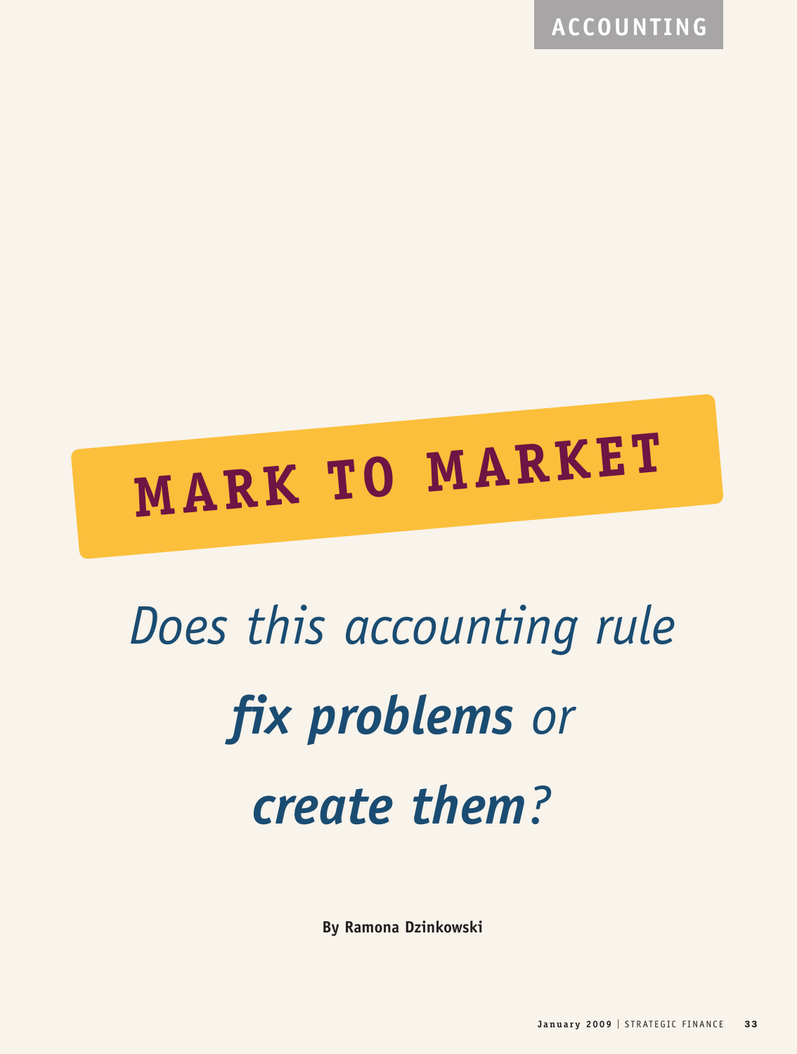ACCOUNTING

# MARK TO MARKET

## *Does this accounting rule* ***fix problems*** *or* ***create them****?*

**By Ramona Dzinkowski**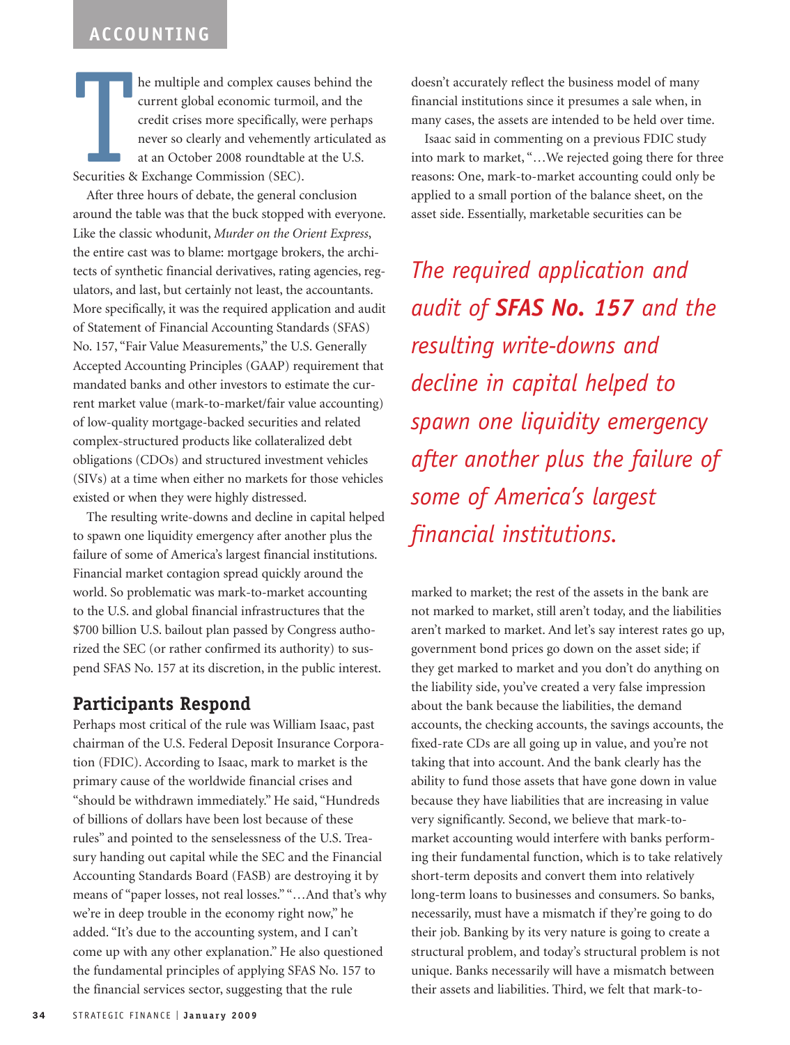The multiple and complex causes behind the current global economic turmoil, and the credit crises more specifically, were perhaps never so clearly and vehemently articulated as at an October 2008 roundtable at the U.S. Securities & Exchange Commission (SEC).

After three hours of debate, the general conclusion around the table was that the buck stopped with everyone. Like the classic whodunit, *Murder on the Orient Express*, the entire cast was to blame: mortgage brokers, the architects of synthetic financial derivatives, rating agencies, regulators, and last, but certainly not least, the accountants. More specifically, it was the required application and audit of Statement of Financial Accounting Standards (SFAS) No. 157, "Fair Value Measurements," the U.S. Generally Accepted Accounting Principles (GAAP) requirement that mandated banks and other investors to estimate the current market value (mark-to-market/fair value accounting) of low-quality mortgage-backed securities and related complex-structured products like collateralized debt obligations (CDOs) and structured investment vehicles (SIVs) at a time when either no markets for those vehicles existed or when they were highly distressed.

The resulting write-downs and decline in capital helped to spawn one liquidity emergency after another plus the failure of some of America's largest financial institutions. Financial market contagion spread quickly around the world. So problematic was mark-to-market accounting to the U.S. and global financial infrastructures that the $700 billion U.S. bailout plan passed by Congress authorized the SEC (or rather confirmed its authority) to suspend SFAS No. 157 at its discretion, in the public interest.

## Participants Respond

Perhaps most critical of the rule was William Isaac, past chairman of the U.S. Federal Deposit Insurance Corporation (FDIC). According to Isaac, mark to market is the primary cause of the worldwide financial crises and "should be withdrawn immediately." He said, "Hundreds of billions of dollars have been lost because of these rules" and pointed to the senselessness of the U.S. Treasury handing out capital while the SEC and the Financial Accounting Standards Board (FASB) are destroying it by means of "paper losses, not real losses." "…And that's why we're in deep trouble in the economy right now," he added. "It's due to the accounting system, and I can't come up with any other explanation." He also questioned the fundamental principles of applying SFAS No. 157 to the financial services sector, suggesting that the rule doesn't accurately reflect the business model of many financial institutions since it presumes a sale when, in many cases, the assets are intended to be held over time.

Isaac said in commenting on a previous FDIC study into mark to market, "…We rejected going there for three reasons: One, mark-to-market accounting could only be applied to a small portion of the balance sheet, on the asset side. Essentially, marketable securities can be marked to market; the rest of the assets in the bank are not marked to market, still aren't today, and the liabilities aren't marked to market. And let's say interest rates go up, government bond prices go down on the asset side; if they get marked to market and you don't do anything on the liability side, you've created a very false impression about the bank because the liabilities, the demand accounts, the checking accounts, the savings accounts, the fixed-rate CDs are all going up in value, and you're not taking that into account. And the bank clearly has the ability to fund those assets that have gone down in value because they have liabilities that are increasing in value very significantly. Second, we believe that mark-to-market accounting would interfere with banks performing their fundamental function, which is to take relatively short-term deposits and convert them into relatively long-term loans to businesses and consumers. So banks, necessarily, must have a mismatch if they're going to do their job. Banking by its very nature is going to create a structural problem, and today's structural problem is not unique. Banks necessarily will have a mismatch between their assets and liabilities. Third, we felt that mark-to-

> *The required application and audit of **SFAS No. 157** and the resulting write-downs and decline in capital helped to spawn one liquidity emergency after another plus the failure of some of America's largest financial institutions.*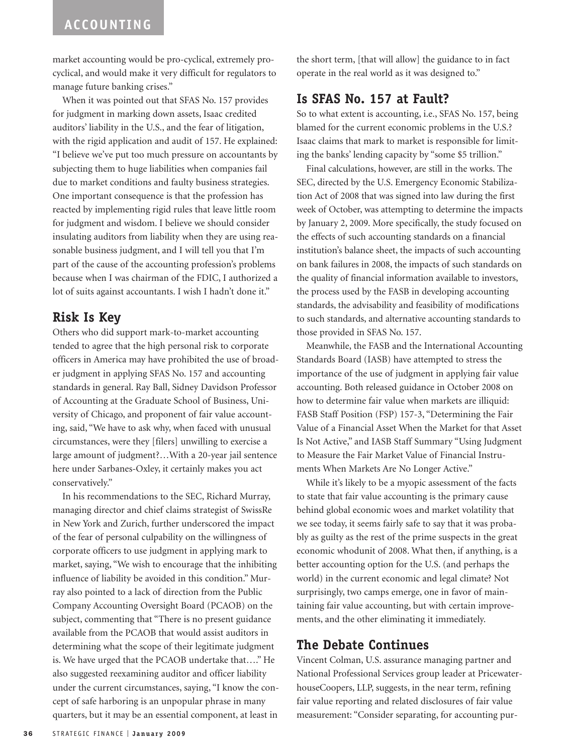market accounting would be pro-cyclical, extremely pro-cyclical, and would make it very difficult for regulators to manage future banking crises."

When it was pointed out that SFAS No. 157 provides for judgment in marking down assets, Isaac credited auditors' liability in the U.S., and the fear of litigation, with the rigid application and audit of 157. He explained: "I believe we've put too much pressure on accountants by subjecting them to huge liabilities when companies fail due to market conditions and faulty business strategies. One important consequence is that the profession has reacted by implementing rigid rules that leave little room for judgment and wisdom. I believe we should consider insulating auditors from liability when they are using reasonable business judgment, and I will tell you that I'm part of the cause of the accounting profession's problems because when I was chairman of the FDIC, I authorized a lot of suits against accountants. I wish I hadn't done it."

## Risk Is Key

Others who did support mark-to-market accounting tended to agree that the high personal risk to corporate officers in America may have prohibited the use of broader judgment in applying SFAS No. 157 and accounting standards in general. Ray Ball, Sidney Davidson Professor of Accounting at the Graduate School of Business, University of Chicago, and proponent of fair value accounting, said, "We have to ask why, when faced with unusual circumstances, were they [filers] unwilling to exercise a large amount of judgment?…With a 20-year jail sentence here under Sarbanes-Oxley, it certainly makes you act conservatively."

In his recommendations to the SEC, Richard Murray, managing director and chief claims strategist of SwissRe in New York and Zurich, further underscored the impact of the fear of personal culpability on the willingness of corporate officers to use judgment in applying mark to market, saying, "We wish to encourage that the inhibiting influence of liability be avoided in this condition." Murray also pointed to a lack of direction from the Public Company Accounting Oversight Board (PCAOB) on the subject, commenting that "There is no present guidance available from the PCAOB that would assist auditors in determining what the scope of their legitimate judgment is. We have urged that the PCAOB undertake that…." He also suggested reexamining auditor and officer liability under the current circumstances, saying, "I know the concept of safe harboring is an unpopular phrase in many quarters, but it may be an essential component, at least in the short term, [that will allow] the guidance to in fact operate in the real world as it was designed to."

## Is SFAS No. 157 at Fault?

So to what extent is accounting, i.e., SFAS No. 157, being blamed for the current economic problems in the U.S.? Isaac claims that mark to market is responsible for limiting the banks' lending capacity by "some $5 trillion."

Final calculations, however, are still in the works. The SEC, directed by the U.S. Emergency Economic Stabilization Act of 2008 that was signed into law during the first week of October, was attempting to determine the impacts by January 2, 2009. More specifically, the study focused on the effects of such accounting standards on a financial institution's balance sheet, the impacts of such accounting on bank failures in 2008, the impacts of such standards on the quality of financial information available to investors, the process used by the FASB in developing accounting standards, the advisability and feasibility of modifications to such standards, and alternative accounting standards to those provided in SFAS No. 157.

Meanwhile, the FASB and the International Accounting Standards Board (IASB) have attempted to stress the importance of the use of judgment in applying fair value accounting. Both released guidance in October 2008 on how to determine fair value when markets are illiquid: FASB Staff Position (FSP) 157-3, "Determining the Fair Value of a Financial Asset When the Market for that Asset Is Not Active," and IASB Staff Summary "Using Judgment to Measure the Fair Market Value of Financial Instruments When Markets Are No Longer Active."

While it's likely to be a myopic assessment of the facts to state that fair value accounting is the primary cause behind global economic woes and market volatility that we see today, it seems fairly safe to say that it was probably as guilty as the rest of the prime suspects in the great economic whodunit of 2008. What then, if anything, is a better accounting option for the U.S. (and perhaps the world) in the current economic and legal climate? Not surprisingly, two camps emerge, one in favor of maintaining fair value accounting, but with certain improvements, and the other eliminating it immediately.

## The Debate Continues

Vincent Colman, U.S. assurance managing partner and National Professional Services group leader at PricewaterhouseCoopers, LLP, suggests, in the near term, refining fair value reporting and related disclosures of fair value measurement: "Consider separating, for accounting pur-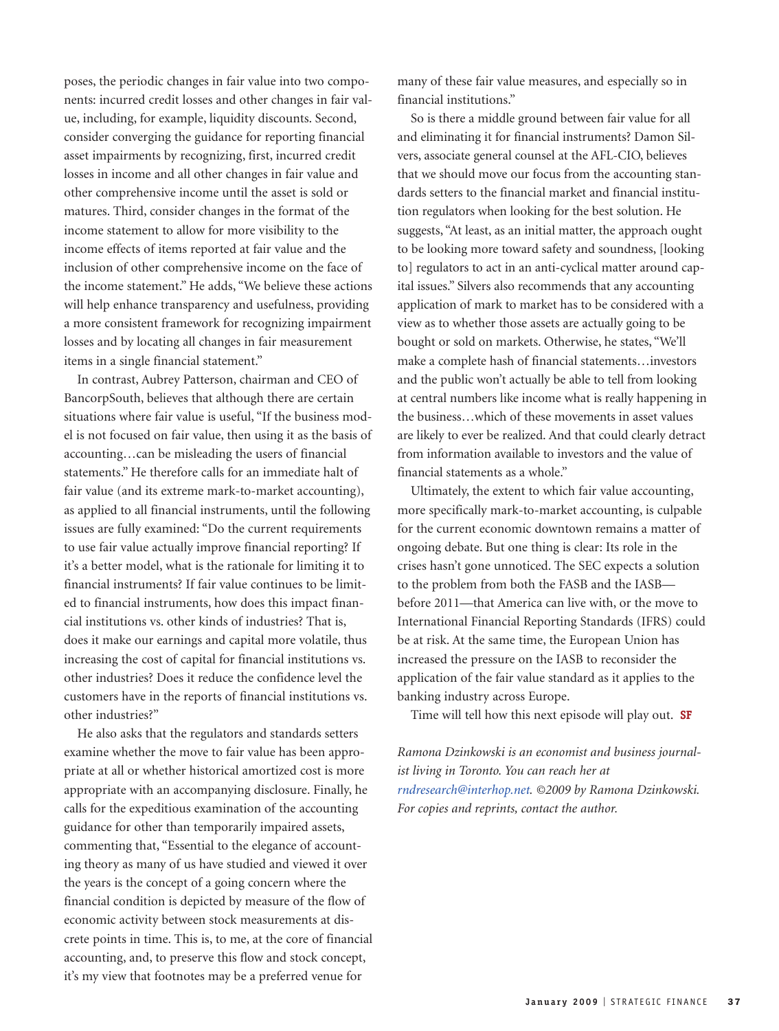poses, the periodic changes in fair value into two components: incurred credit losses and other changes in fair value, including, for example, liquidity discounts. Second, consider converging the guidance for reporting financial asset impairments by recognizing, first, incurred credit losses in income and all other changes in fair value and other comprehensive income until the asset is sold or matures. Third, consider changes in the format of the income statement to allow for more visibility to the income effects of items reported at fair value and the inclusion of other comprehensive income on the face of the income statement." He adds, "We believe these actions will help enhance transparency and usefulness, providing a more consistent framework for recognizing impairment losses and by locating all changes in fair measurement items in a single financial statement."

In contrast, Aubrey Patterson, chairman and CEO of BancorpSouth, believes that although there are certain situations where fair value is useful, "If the business model is not focused on fair value, then using it as the basis of accounting…can be misleading the users of financial statements." He therefore calls for an immediate halt of fair value (and its extreme mark-to-market accounting), as applied to all financial instruments, until the following issues are fully examined: "Do the current requirements to use fair value actually improve financial reporting? If it's a better model, what is the rationale for limiting it to financial instruments? If fair value continues to be limited to financial instruments, how does this impact financial institutions vs. other kinds of industries? That is, does it make our earnings and capital more volatile, thus increasing the cost of capital for financial institutions vs. other industries? Does it reduce the confidence level the customers have in the reports of financial institutions vs. other industries?"

He also asks that the regulators and standards setters examine whether the move to fair value has been appropriate at all or whether historical amortized cost is more appropriate with an accompanying disclosure. Finally, he calls for the expeditious examination of the accounting guidance for other than temporarily impaired assets, commenting that, "Essential to the elegance of accounting theory as many of us have studied and viewed it over the years is the concept of a going concern where the financial condition is depicted by measure of the flow of economic activity between stock measurements at discrete points in time. This is, to me, at the core of financial accounting, and, to preserve this flow and stock concept, it's my view that footnotes may be a preferred venue for many of these fair value measures, and especially so in financial institutions."

So is there a middle ground between fair value for all and eliminating it for financial instruments? Damon Silvers, associate general counsel at the AFL-CIO, believes that we should move our focus from the accounting standards setters to the financial market and financial institution regulators when looking for the best solution. He suggests, "At least, as an initial matter, the approach ought to be looking more toward safety and soundness, [looking to] regulators to act in an anti-cyclical matter around capital issues." Silvers also recommends that any accounting application of mark to market has to be considered with a view as to whether those assets are actually going to be bought or sold on markets. Otherwise, he states, "We'll make a complete hash of financial statements…investors and the public won't actually be able to tell from looking at central numbers like income what is really happening in the business…which of these movements in asset values are likely to ever be realized. And that could clearly detract from information available to investors and the value of financial statements as a whole."

Ultimately, the extent to which fair value accounting, more specifically mark-to-market accounting, is culpable for the current economic downtown remains a matter of ongoing debate. But one thing is clear: Its role in the crises hasn't gone unnoticed. The SEC expects a solution to the problem from both the FASB and the IASB—before 2011—that America can live with, or the move to International Financial Reporting Standards (IFRS) could be at risk. At the same time, the European Union has increased the pressure on the IASB to reconsider the application of the fair value standard as it applies to the banking industry across Europe.

Time will tell how this next episode will play out. **SF**

*Ramona Dzinkowski is an economist and business journalist living in Toronto. You can reach her at rndresearch@interhop.net. ©2009 by Ramona Dzinkowski. For copies and reprints, contact the author.*